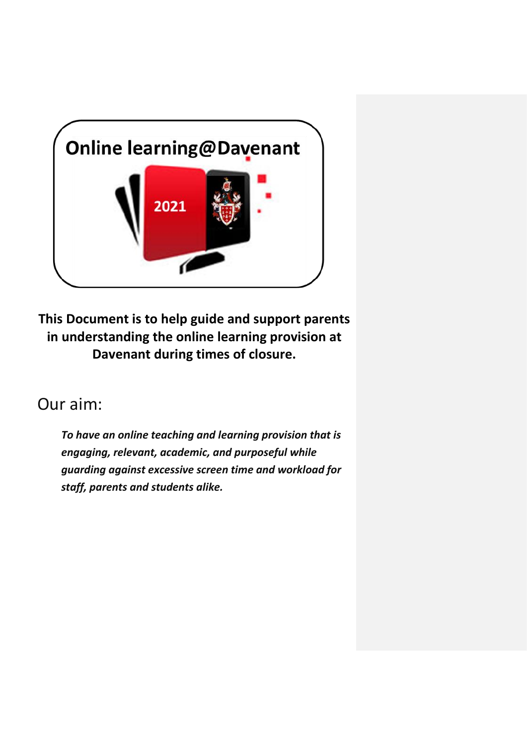# Online learning@Davenant

2021

**This Document is to help guide and support parents in understanding the online learning provision at Davenant during times of closure.**

## Our aim:

***To have an online teaching and learning provision that is engaging, relevant, academic, and purposeful while guarding against excessive screen time and workload for staff, parents and students alike.***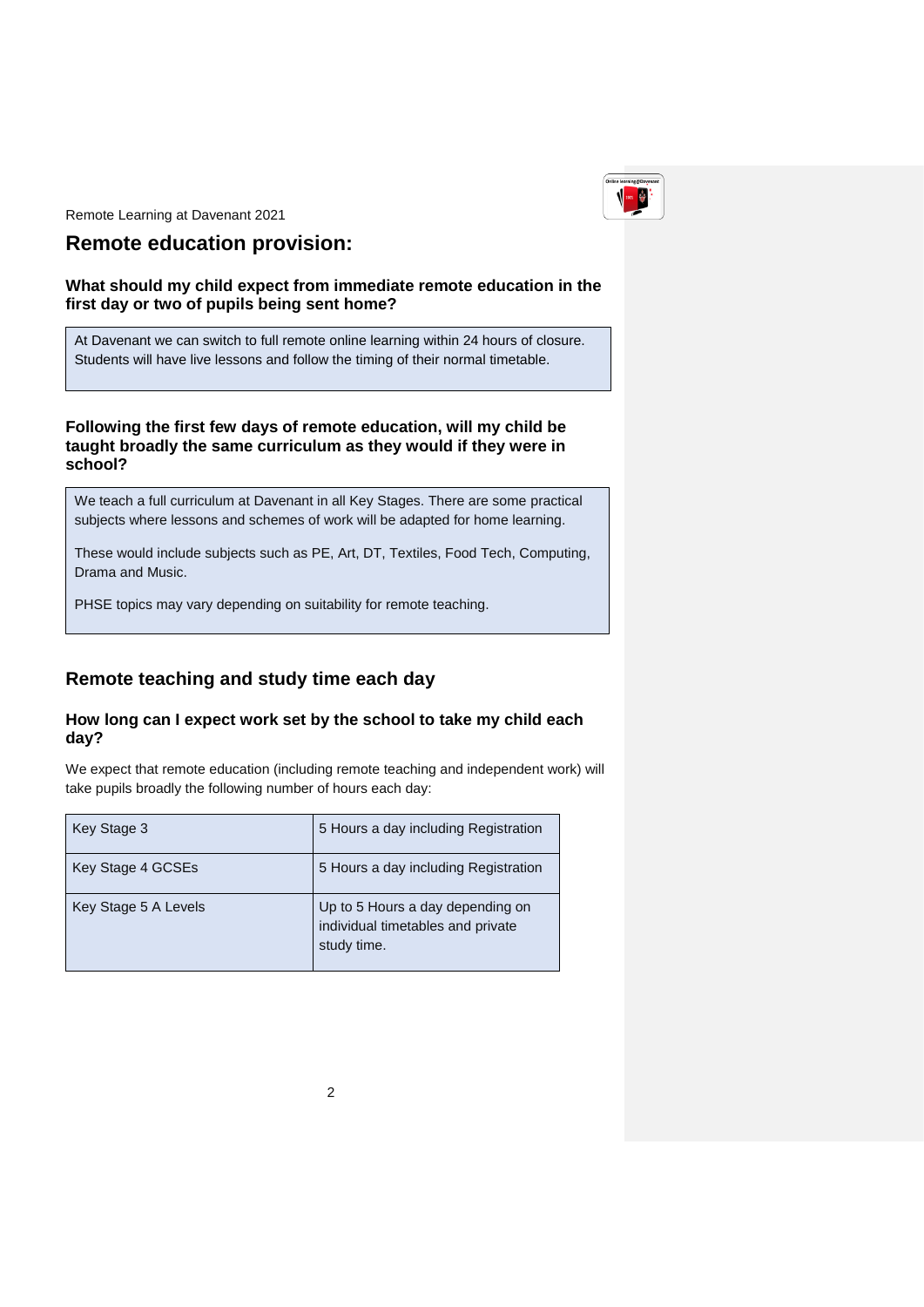Remote Learning at Davenant 2021

## Remote education provision:

### What should my child expect from immediate remote education in the first day or two of pupils being sent home?

At Davenant we can switch to full remote online learning within 24 hours of closure. Students will have live lessons and follow the timing of their normal timetable.

### Following the first few days of remote education, will my child be taught broadly the same curriculum as they would if they were in school?

We teach a full curriculum at Davenant in all Key Stages. There are some practical subjects where lessons and schemes of work will be adapted for home learning.

These would include subjects such as PE, Art, DT, Textiles, Food Tech, Computing, Drama and Music.

PHSE topics may vary depending on suitability for remote teaching.

## Remote teaching and study time each day

### How long can I expect work set by the school to take my child each day?

We expect that remote education (including remote teaching and independent work) will take pupils broadly the following number of hours each day:

| | |
|---|---|
| Key Stage 3 | 5 Hours a day including Registration |
| Key Stage 4 GCSEs | 5 Hours a day including Registration |
| Key Stage 5 A Levels | Up to 5 Hours a day depending on individual timetables and private study time. |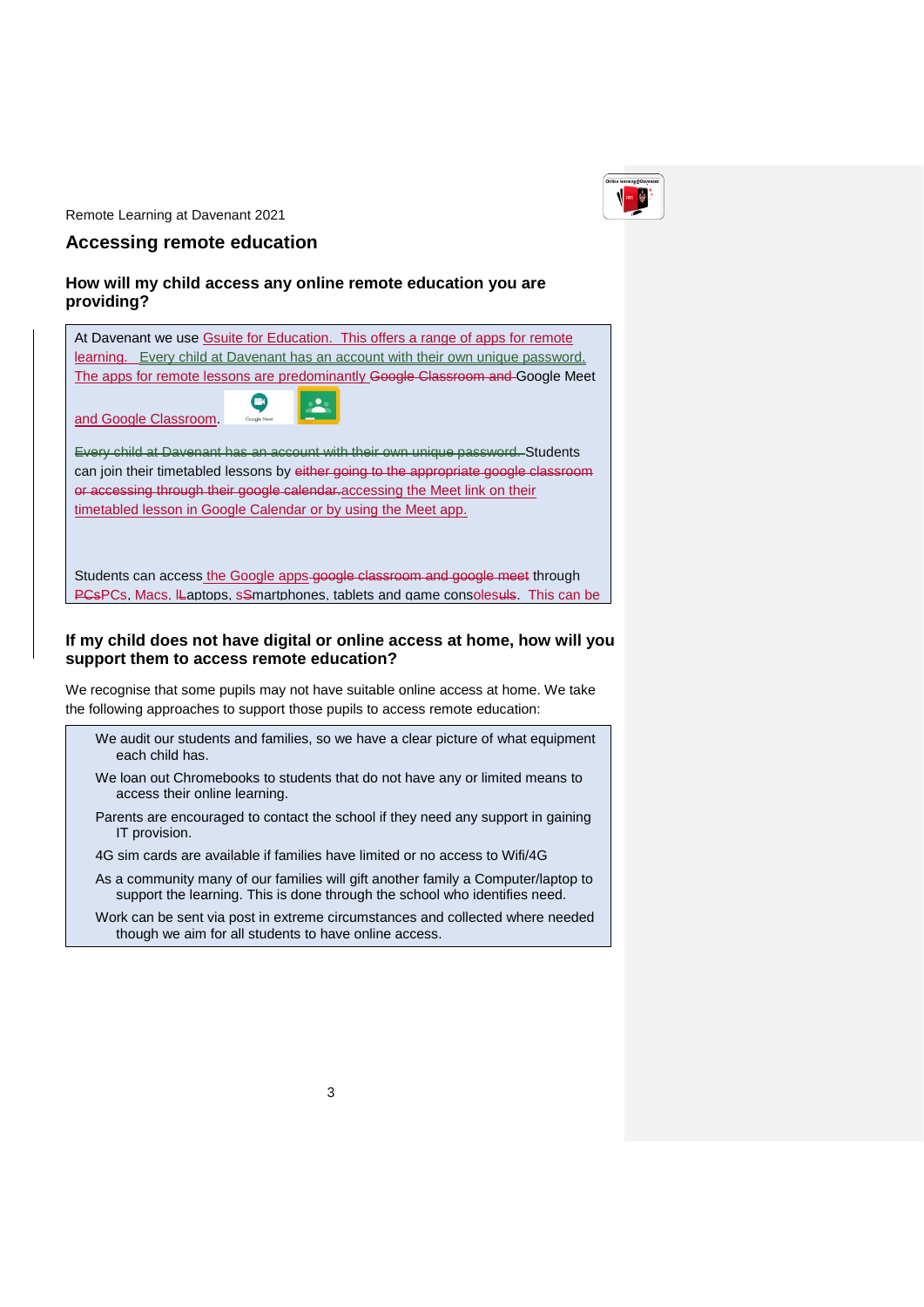## Accessing remote education

### How will my child access any online remote education you are providing?

At Davenant we use Gsuite for Education. This offers a range of apps for remote learning. Every child at Davenant has an account with their own unique password. The apps for remote lessons are predominantly ~~Google Classroom and~~ Google Meet and Google Classroom.

~~Every child at Davenant has an account with their own unique password.~~ Students can join their timetabled lessons by ~~either going to the appropriate google classroom or accessing through their google calendar.~~ accessing the Meet link on their timetabled lesson in Google Calendar or by using the Meet app.

Students can access the Google apps ~~google classroom and google meet~~ through ~~PCs~~PCs, Macs, ~~l~~Laptops, ~~s~~Smartphones, tablets and game cons~~uls~~oles. This can be

### If my child does not have digital or online access at home, how will you support them to access remote education?

We recognise that some pupils may not have suitable online access at home. We take the following approaches to support those pupils to access remote education:

- We audit our students and families, so we have a clear picture of what equipment each child has.
- We loan out Chromebooks to students that do not have any or limited means to access their online learning.
- Parents are encouraged to contact the school if they need any support in gaining IT provision.
- 4G sim cards are available if families have limited or no access to Wifi/4G
- As a community many of our families will gift another family a Computer/laptop to support the learning. This is done through the school who identifies need.
- Work can be sent via post in extreme circumstances and collected where needed though we aim for all students to have online access.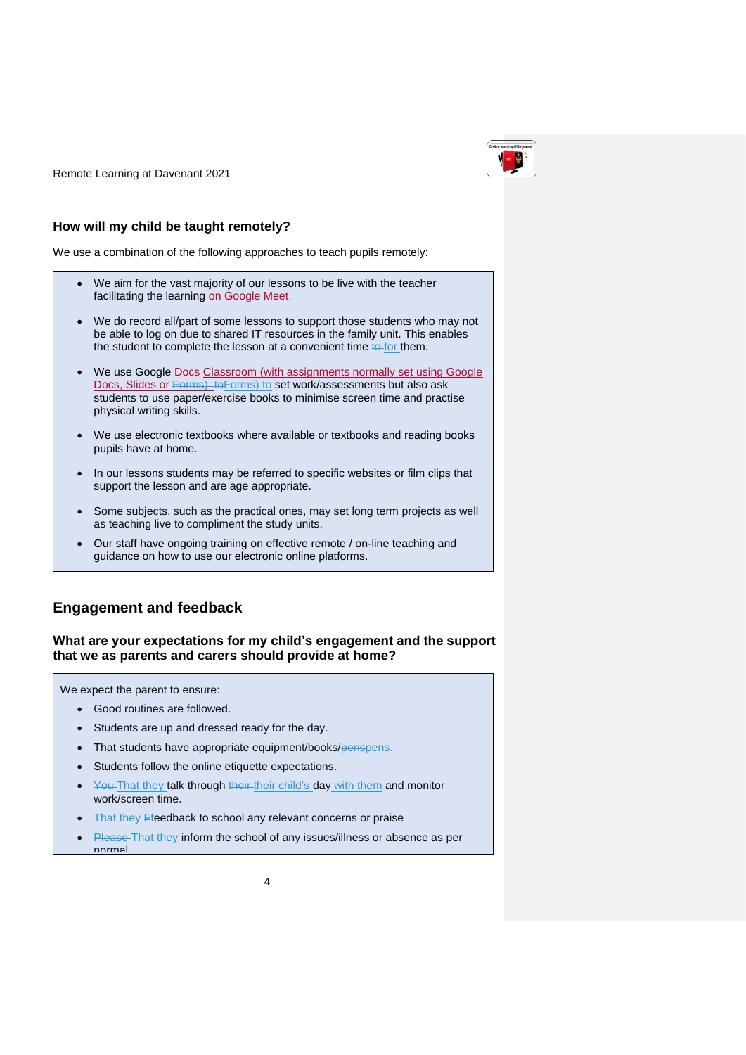### How will my child be taught remotely?

We use a combination of the following approaches to teach pupils remotely:

- We aim for the vast majority of our lessons to be live with the teacher facilitating the learning on Google Meet.
- We do record all/part of some lessons to support those students who may not be able to log on due to shared IT resources in the family unit. This enables the student to complete the lesson at a convenient time for them.
- We use Google Classroom (with assignments normally set using Google Docs, Slides or Forms) to set work/assessments but also ask students to use paper/exercise books to minimise screen time and practise physical writing skills.
- We use electronic textbooks where available or textbooks and reading books pupils have at home.
- In our lessons students may be referred to specific websites or film clips that support the lesson and are age appropriate.
- Some subjects, such as the practical ones, may set long term projects as well as teaching live to compliment the study units.
- Our staff have ongoing training on effective remote / on-line teaching and guidance on how to use our electronic online platforms.

## Engagement and feedback

### What are your expectations for my child's engagement and the support that we as parents and carers should provide at home?

We expect the parent to ensure:

- Good routines are followed.
- Students are up and dressed ready for the day.
- That students have appropriate equipment/books/pens.
- Students follow the online etiquette expectations.
- That they talk through their child's day with them and monitor work/screen time.
- That they feedback to school any relevant concerns or praise
- That they inform the school of any issues/illness or absence as per normal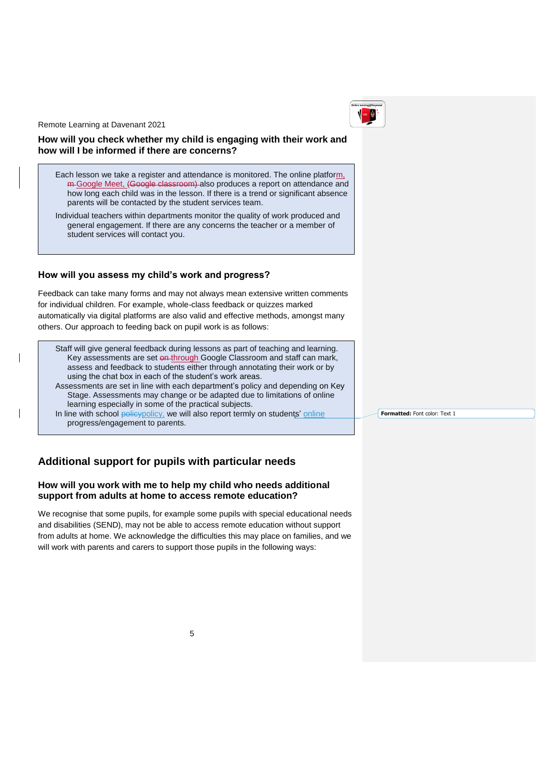### How will you check whether my child is engaging with their work and how will I be informed if there are concerns?

> Each lesson we take a register and attendance is monitored. The online platform, Google Meet, also produces a report on attendance and how long each child was in the lesson. If there is a trend or significant absence parents will be contacted by the student services team.
>
> Individual teachers within departments monitor the quality of work produced and general engagement. If there are any concerns the teacher or a member of student services will contact you.

### How will you assess my child's work and progress?

Feedback can take many forms and may not always mean extensive written comments for individual children. For example, whole-class feedback or quizzes marked automatically via digital platforms are also valid and effective methods, amongst many others. Our approach to feeding back on pupil work is as follows:

> Staff will give general feedback during lessons as part of teaching and learning. Key assessments are set through Google Classroom and staff can mark, assess and feedback to students either through annotating their work or by using the chat box in each of the student's work areas.
>
> Assessments are set in line with each department's policy and depending on Key Stage. Assessments may change or be adapted due to limitations of online learning especially in some of the practical subjects.
>
> In line with school policy, we will also report termly on students' online progress/engagement to parents.

## Additional support for pupils with particular needs

### How will you work with me to help my child who needs additional support from adults at home to access remote education?

We recognise that some pupils, for example some pupils with special educational needs and disabilities (SEND), may not be able to access remote education without support from adults at home. We acknowledge the difficulties this may place on families, and we will work with parents and carers to support those pupils in the following ways: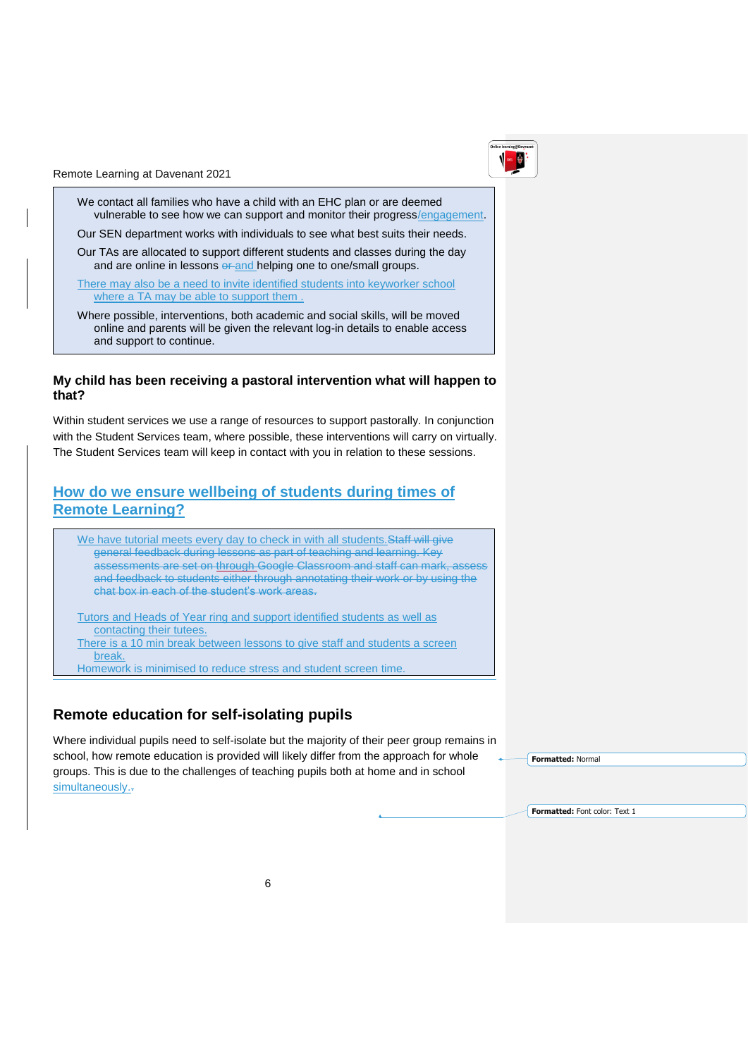We contact all families who have a child with an EHC plan or are deemed vulnerable to see how we can support and monitor their progress/engagement.

Our SEN department works with individuals to see what best suits their needs.

Our TAs are allocated to support different students and classes during the day and are online in lessons and helping one to one/small groups.

There may also be a need to invite identified students into keyworker school where a TA may be able to support them .

Where possible, interventions, both academic and social skills, will be moved online and parents will be given the relevant log-in details to enable access and support to continue.

**My child has been receiving a pastoral intervention what will happen to that?**

Within student services we use a range of resources to support pastorally. In conjunction with the Student Services team, where possible, these interventions will carry on virtually. The Student Services team will keep in contact with you in relation to these sessions.

## How do we ensure wellbeing of students during times of Remote Learning?

We have tutorial meets every day to check in with all students.

Tutors and Heads of Year ring and support identified students as well as contacting their tutees.

There is a 10 min break between lessons to give staff and students a screen break.

Homework is minimised to reduce stress and student screen time.

## Remote education for self-isolating pupils

Where individual pupils need to self-isolate but the majority of their peer group remains in school, how remote education is provided will likely differ from the approach for whole groups. This is due to the challenges of teaching pupils both at home and in school simultaneously.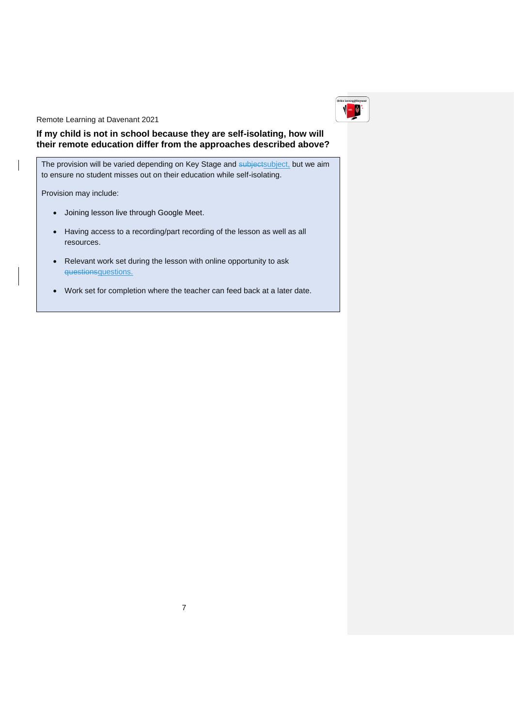Remote Learning at Davenant 2021

**If my child is not in school because they are self-isolating, how will their remote education differ from the approaches described above?**

The provision will be varied depending on Key Stage and subject, but we aim to ensure no student misses out on their education while self-isolating.

Provision may include:

- Joining lesson live through Google Meet.
- Having access to a recording/part recording of the lesson as well as all resources.
- Relevant work set during the lesson with online opportunity to ask questions.
- Work set for completion where the teacher can feed back at a later date.